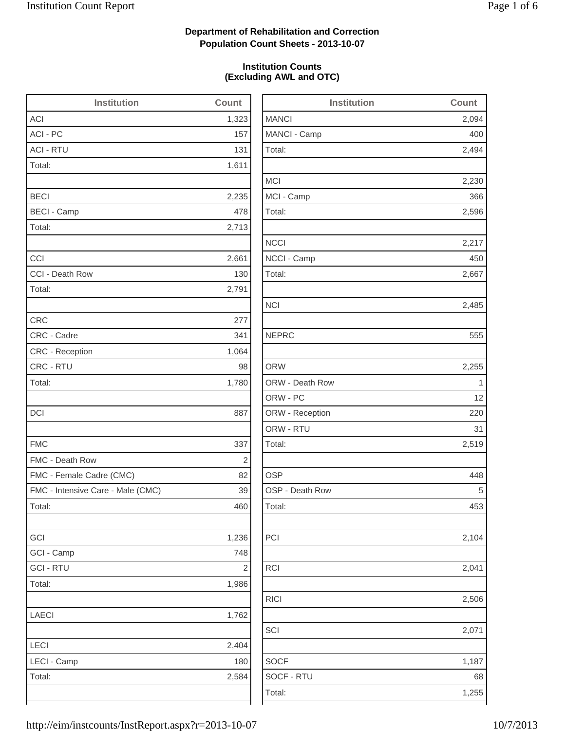**Department of Rehabilitation and Correction**
**Population Count Sheets - 2013-10-07**

**Institution Counts**
**(Excluding AWL and OTC)**

| Institution | Count |
|---|---|
| ACI | 1,323 |
| ACI - PC | 157 |
| ACI - RTU | 131 |
| Total: | 1,611 |
| | |
| BECI | 2,235 |
| BECI - Camp | 478 |
| Total: | 2,713 |
| | |
| CCI | 2,661 |
| CCI - Death Row | 130 |
| Total: | 2,791 |
| | |
| CRC | 277 |
| CRC - Cadre | 341 |
| CRC - Reception | 1,064 |
| CRC - RTU | 98 |
| Total: | 1,780 |
| | |
| DCI | 887 |
| | |
| FMC | 337 |
| FMC - Death Row | 2 |
| FMC - Female Cadre (CMC) | 82 |
| FMC - Intensive Care - Male (CMC) | 39 |
| Total: | 460 |
| | |
| GCI | 1,236 |
| GCI - Camp | 748 |
| GCI - RTU | 2 |
| Total: | 1,986 |
| | |
| LAECI | 1,762 |
| | |
| LECI | 2,404 |
| LECI - Camp | 180 |
| Total: | 2,584 |

| Institution | Count |
|---|---|
| MANCI | 2,094 |
| MANCI - Camp | 400 |
| Total: | 2,494 |
| | |
| MCI | 2,230 |
| MCI - Camp | 366 |
| Total: | 2,596 |
| | |
| NCCI | 2,217 |
| NCCI - Camp | 450 |
| Total: | 2,667 |
| | |
| NCI | 2,485 |
| | |
| NEPRC | 555 |
| | |
| ORW | 2,255 |
| ORW - Death Row | 1 |
| ORW - PC | 12 |
| ORW - Reception | 220 |
| ORW - RTU | 31 |
| Total: | 2,519 |
| | |
| OSP | 448 |
| OSP - Death Row | 5 |
| Total: | 453 |
| | |
| PCI | 2,104 |
| | |
| RCI | 2,041 |
| | |
| RICI | 2,506 |
| | |
| SCI | 2,071 |
| | |
| SOCF | 1,187 |
| SOCF - RTU | 68 |
| Total: | 1,255 |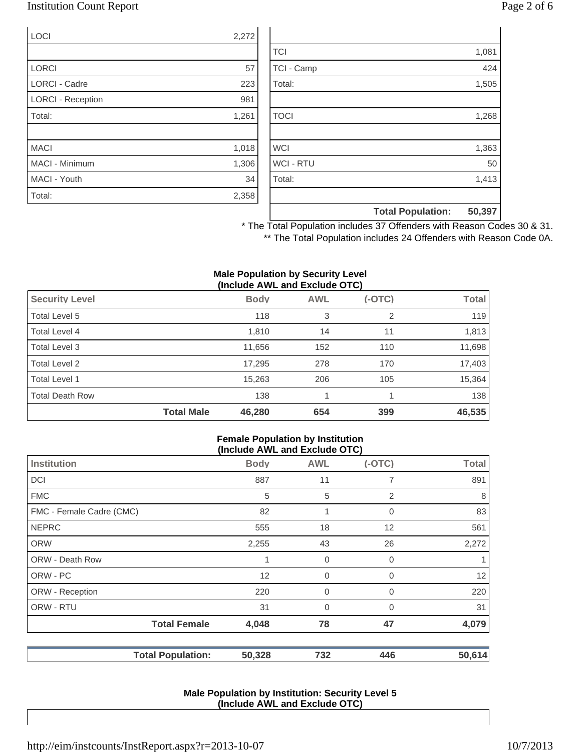| | |
|---|---|
| LOCI | 2,272 |
| | |
| LORCI | 57 |
| LORCI - Cadre | 223 |
| LORCI - Reception | 981 |
| Total: | 1,261 |
| | |
| MACI | 1,018 |
| MACI - Minimum | 1,306 |
| MACI - Youth | 34 |
| Total: | 2,358 |

| | |
|---|---|
| | |
| TCI | 1,081 |
| TCI - Camp | 424 |
| Total: | 1,505 |
| | |
| TOCI | 1,268 |
| | |
| WCI | 1,363 |
| WCI - RTU | 50 |
| Total: | 1,413 |
| | |
| **Total Population:** | **50,397** |

* The Total Population includes 37 Offenders with Reason Codes 30 & 31.

** The Total Population includes 24 Offenders with Reason Code 0A.

**Male Population by Security Level (Include AWL and Exclude OTC)**

| Security Level | Body | AWL | (-OTC) | Total |
|---|---|---|---|---|
| Total Level 5 | 118 | 3 | 2 | 119 |
| Total Level 4 | 1,810 | 14 | 11 | 1,813 |
| Total Level 3 | 11,656 | 152 | 110 | 11,698 |
| Total Level 2 | 17,295 | 278 | 170 | 17,403 |
| Total Level 1 | 15,263 | 206 | 105 | 15,364 |
| Total Death Row | 138 | 1 | 1 | 138 |
| **Total Male** | **46,280** | **654** | **399** | **46,535** |

**Female Population by Institution (Include AWL and Exclude OTC)**

| Institution | Body | AWL | (-OTC) | Total |
|---|---|---|---|---|
| DCI | 887 | 11 | 7 | 891 |
| FMC | 5 | 5 | 2 | 8 |
| FMC - Female Cadre (CMC) | 82 | 1 | 0 | 83 |
| NEPRC | 555 | 18 | 12 | 561 |
| ORW | 2,255 | 43 | 26 | 2,272 |
| ORW - Death Row | 1 | 0 | 0 | 1 |
| ORW - PC | 12 | 0 | 0 | 12 |
| ORW - Reception | 220 | 0 | 0 | 220 |
| ORW - RTU | 31 | 0 | 0 | 31 |
| **Total Female** | **4,048** | **78** | **47** | **4,079** |

| | | | | |
|---|---|---|---|---|
| **Total Population:** | **50,328** | **732** | **446** | **50,614** |

**Male Population by Institution: Security Level 5 (Include AWL and Exclude OTC)**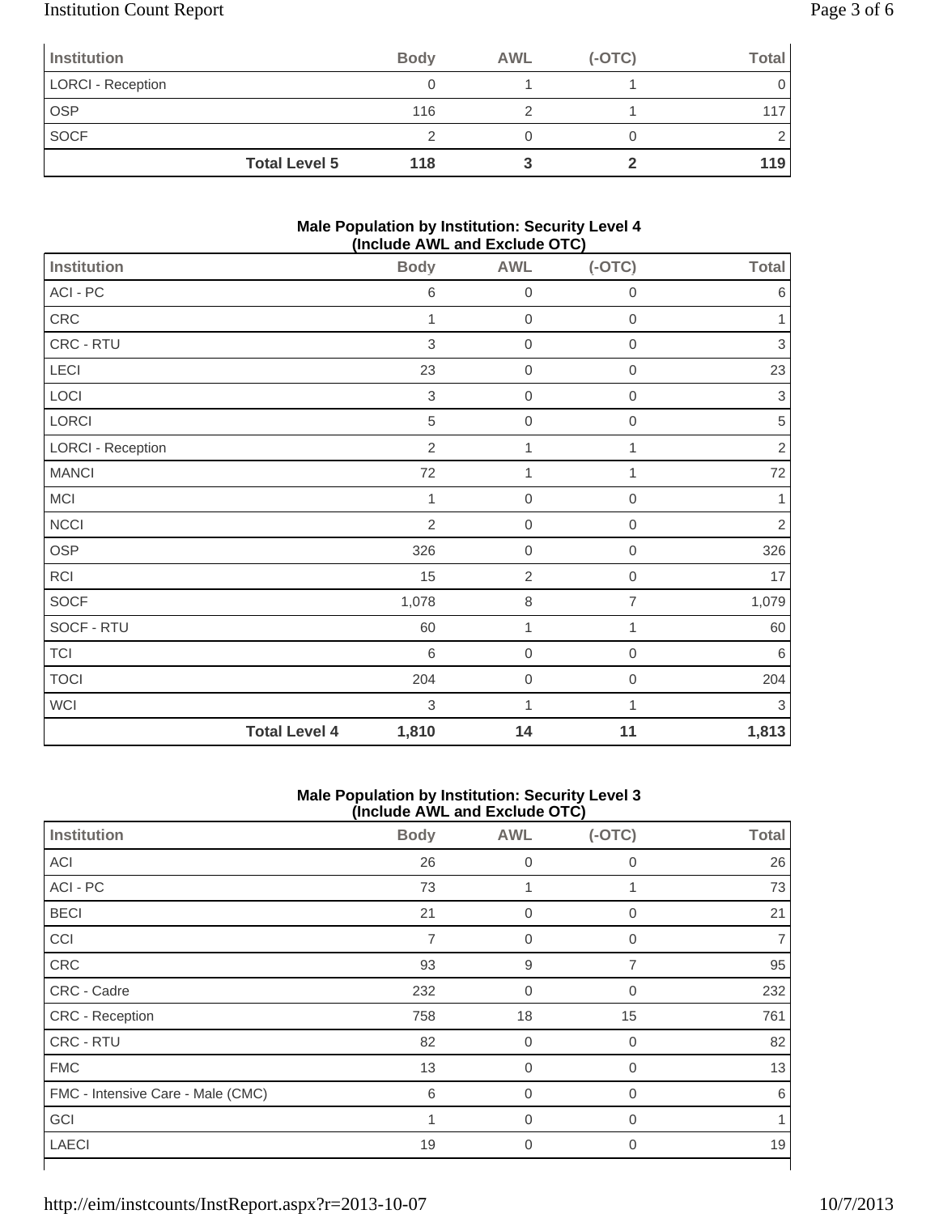| Institution | Body | AWL | (-OTC) | Total |
|---|---|---|---|---|
| LORCI - Reception | 0 | 1 | 1 | 0 |
| OSP | 116 | 2 | 1 | 117 |
| SOCF | 2 | 0 | 0 | 2 |
| **Total Level 5** | **118** | **3** | **2** | **119** |

**Male Population by Institution: Security Level 4 (Include AWL and Exclude OTC)**

| Institution | Body | AWL | (-OTC) | Total |
|---|---|---|---|---|
| ACI - PC | 6 | 0 | 0 | 6 |
| CRC | 1 | 0 | 0 | 1 |
| CRC - RTU | 3 | 0 | 0 | 3 |
| LECI | 23 | 0 | 0 | 23 |
| LOCI | 3 | 0 | 0 | 3 |
| LORCI | 5 | 0 | 0 | 5 |
| LORCI - Reception | 2 | 1 | 1 | 2 |
| MANCI | 72 | 1 | 1 | 72 |
| MCI | 1 | 0 | 0 | 1 |
| NCCI | 2 | 0 | 0 | 2 |
| OSP | 326 | 0 | 0 | 326 |
| RCI | 15 | 2 | 0 | 17 |
| SOCF | 1,078 | 8 | 7 | 1,079 |
| SOCF - RTU | 60 | 1 | 1 | 60 |
| TCI | 6 | 0 | 0 | 6 |
| TOCI | 204 | 0 | 0 | 204 |
| WCI | 3 | 1 | 1 | 3 |
| **Total Level 4** | **1,810** | **14** | **11** | **1,813** |

**Male Population by Institution: Security Level 3 (Include AWL and Exclude OTC)**

| Institution | Body | AWL | (-OTC) | Total |
|---|---|---|---|---|
| ACI | 26 | 0 | 0 | 26 |
| ACI - PC | 73 | 1 | 1 | 73 |
| BECI | 21 | 0 | 0 | 21 |
| CCI | 7 | 0 | 0 | 7 |
| CRC | 93 | 9 | 7 | 95 |
| CRC - Cadre | 232 | 0 | 0 | 232 |
| CRC - Reception | 758 | 18 | 15 | 761 |
| CRC - RTU | 82 | 0 | 0 | 82 |
| FMC | 13 | 0 | 0 | 13 |
| FMC - Intensive Care - Male (CMC) | 6 | 0 | 0 | 6 |
| GCI | 1 | 0 | 0 | 1 |
| LAECI | 19 | 0 | 0 | 19 |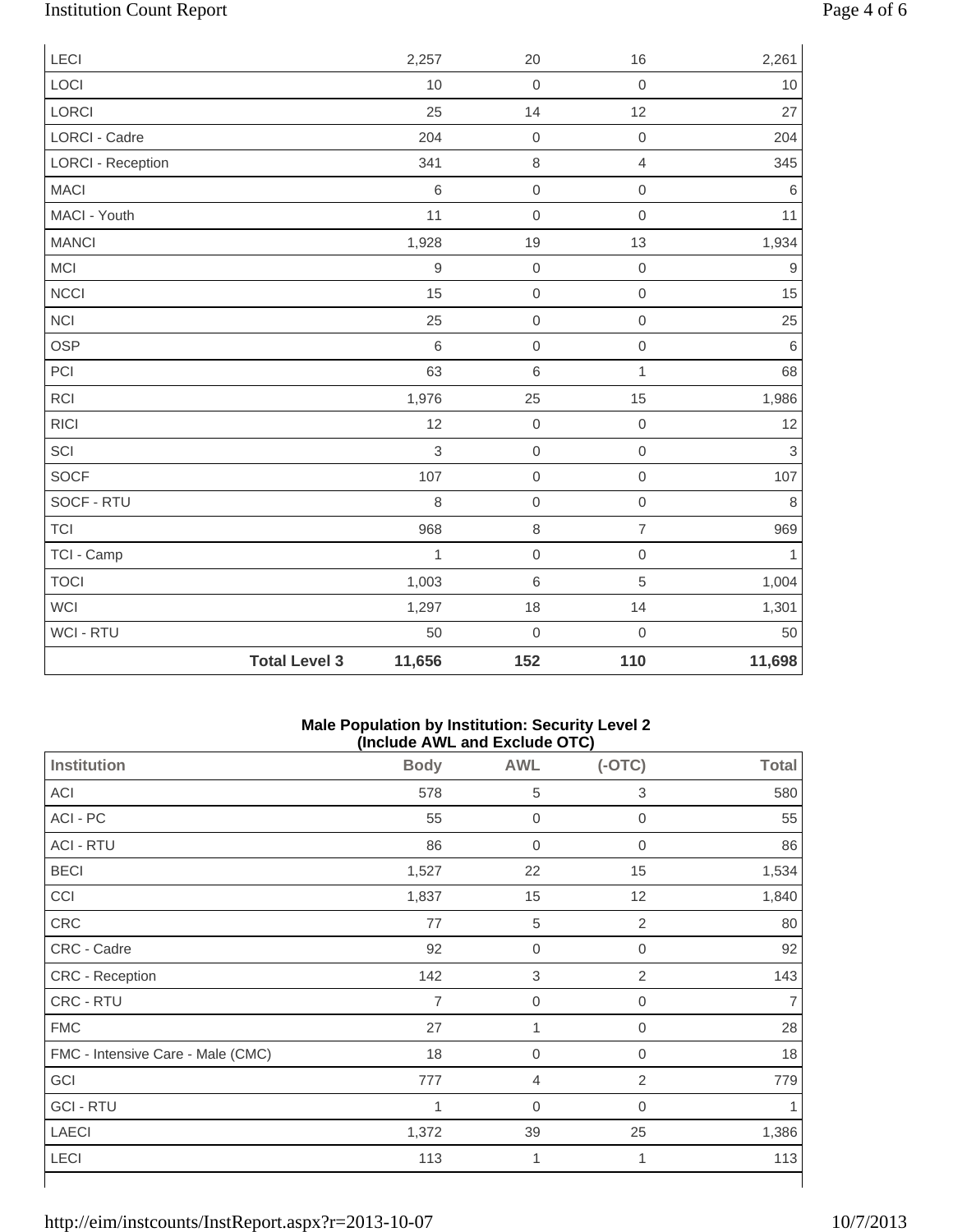| | Body | AWL | (-OTC) | Total |
|---|---|---|---|---|
| LECI | 2,257 | 20 | 16 | 2,261 |
| LOCI | 10 | 0 | 0 | 10 |
| LORCI | 25 | 14 | 12 | 27 |
| LORCI - Cadre | 204 | 0 | 0 | 204 |
| LORCI - Reception | 341 | 8 | 4 | 345 |
| MACI | 6 | 0 | 0 | 6 |
| MACI - Youth | 11 | 0 | 0 | 11 |
| MANCI | 1,928 | 19 | 13 | 1,934 |
| MCI | 9 | 0 | 0 | 9 |
| NCCI | 15 | 0 | 0 | 15 |
| NCI | 25 | 0 | 0 | 25 |
| OSP | 6 | 0 | 0 | 6 |
| PCI | 63 | 6 | 1 | 68 |
| RCI | 1,976 | 25 | 15 | 1,986 |
| RICI | 12 | 0 | 0 | 12 |
| SCI | 3 | 0 | 0 | 3 |
| SOCF | 107 | 0 | 0 | 107 |
| SOCF - RTU | 8 | 0 | 0 | 8 |
| TCI | 968 | 8 | 7 | 969 |
| TCI - Camp | 1 | 0 | 0 | 1 |
| TOCI | 1,003 | 6 | 5 | 1,004 |
| WCI | 1,297 | 18 | 14 | 1,301 |
| WCI - RTU | 50 | 0 | 0 | 50 |
| **Total Level 3** | **11,656** | **152** | **110** | **11,698** |

**Male Population by Institution: Security Level 2**
**(Include AWL and Exclude OTC)**

| Institution | Body | AWL | (-OTC) | Total |
|---|---|---|---|---|
| ACI | 578 | 5 | 3 | 580 |
| ACI - PC | 55 | 0 | 0 | 55 |
| ACI - RTU | 86 | 0 | 0 | 86 |
| BECI | 1,527 | 22 | 15 | 1,534 |
| CCI | 1,837 | 15 | 12 | 1,840 |
| CRC | 77 | 5 | 2 | 80 |
| CRC - Cadre | 92 | 0 | 0 | 92 |
| CRC - Reception | 142 | 3 | 2 | 143 |
| CRC - RTU | 7 | 0 | 0 | 7 |
| FMC | 27 | 1 | 0 | 28 |
| FMC - Intensive Care - Male (CMC) | 18 | 0 | 0 | 18 |
| GCI | 777 | 4 | 2 | 779 |
| GCI - RTU | 1 | 0 | 0 | 1 |
| LAECI | 1,372 | 39 | 25 | 1,386 |
| LECI | 113 | 1 | 1 | 113 |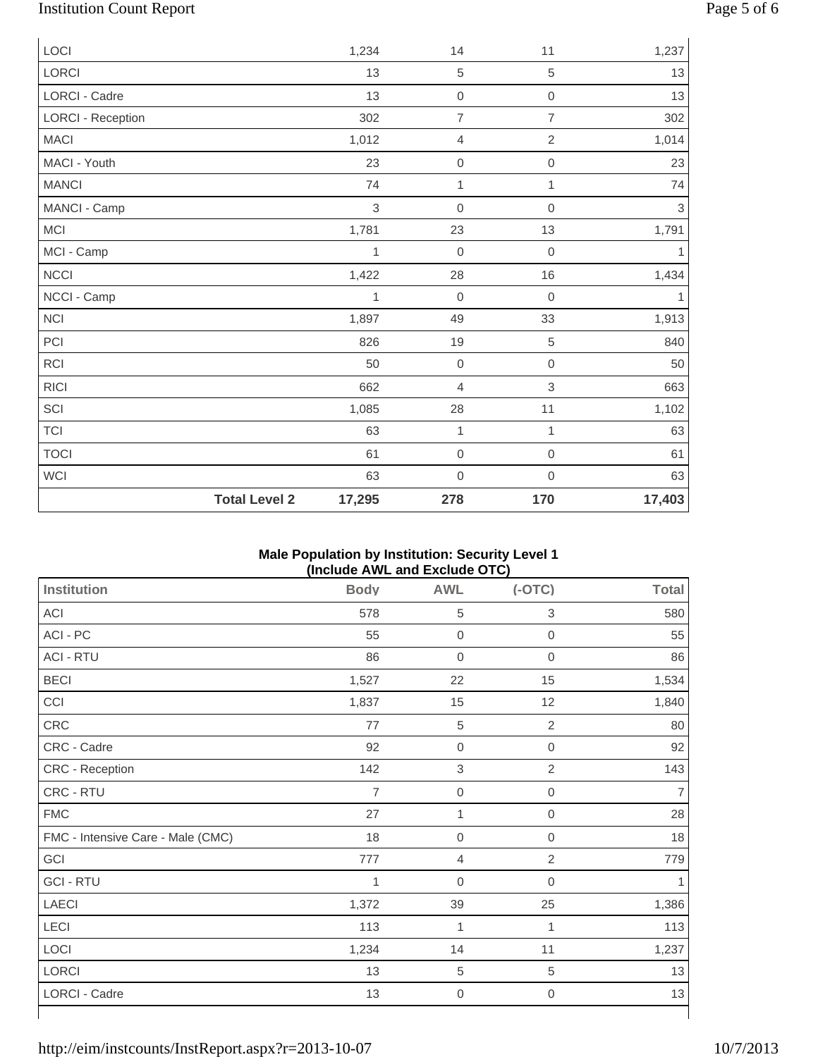| | Body | AWL | (-OTC) | Total |
|---|---|---|---|---|
| LOCI | 1,234 | 14 | 11 | 1,237 |
| LORCI | 13 | 5 | 5 | 13 |
| LORCI - Cadre | 13 | 0 | 0 | 13 |
| LORCI - Reception | 302 | 7 | 7 | 302 |
| MACI | 1,012 | 4 | 2 | 1,014 |
| MACI - Youth | 23 | 0 | 0 | 23 |
| MANCI | 74 | 1 | 1 | 74 |
| MANCI - Camp | 3 | 0 | 0 | 3 |
| MCI | 1,781 | 23 | 13 | 1,791 |
| MCI - Camp | 1 | 0 | 0 | 1 |
| NCCI | 1,422 | 28 | 16 | 1,434 |
| NCCI - Camp | 1 | 0 | 0 | 1 |
| NCI | 1,897 | 49 | 33 | 1,913 |
| PCI | 826 | 19 | 5 | 840 |
| RCI | 50 | 0 | 0 | 50 |
| RICI | 662 | 4 | 3 | 663 |
| SCI | 1,085 | 28 | 11 | 1,102 |
| TCI | 63 | 1 | 1 | 63 |
| TOCI | 61 | 0 | 0 | 61 |
| WCI | 63 | 0 | 0 | 63 |
| **Total Level 2** | **17,295** | **278** | **170** | **17,403** |

**Male Population by Institution: Security Level 1**
**(Include AWL and Exclude OTC)**

| Institution | Body | AWL | (-OTC) | Total |
|---|---|---|---|---|
| ACI | 578 | 5 | 3 | 580 |
| ACI - PC | 55 | 0 | 0 | 55 |
| ACI - RTU | 86 | 0 | 0 | 86 |
| BECI | 1,527 | 22 | 15 | 1,534 |
| CCI | 1,837 | 15 | 12 | 1,840 |
| CRC | 77 | 5 | 2 | 80 |
| CRC - Cadre | 92 | 0 | 0 | 92 |
| CRC - Reception | 142 | 3 | 2 | 143 |
| CRC - RTU | 7 | 0 | 0 | 7 |
| FMC | 27 | 1 | 0 | 28 |
| FMC - Intensive Care - Male (CMC) | 18 | 0 | 0 | 18 |
| GCI | 777 | 4 | 2 | 779 |
| GCI - RTU | 1 | 0 | 0 | 1 |
| LAECI | 1,372 | 39 | 25 | 1,386 |
| LECI | 113 | 1 | 1 | 113 |
| LOCI | 1,234 | 14 | 11 | 1,237 |
| LORCI | 13 | 5 | 5 | 13 |
| LORCI - Cadre | 13 | 0 | 0 | 13 |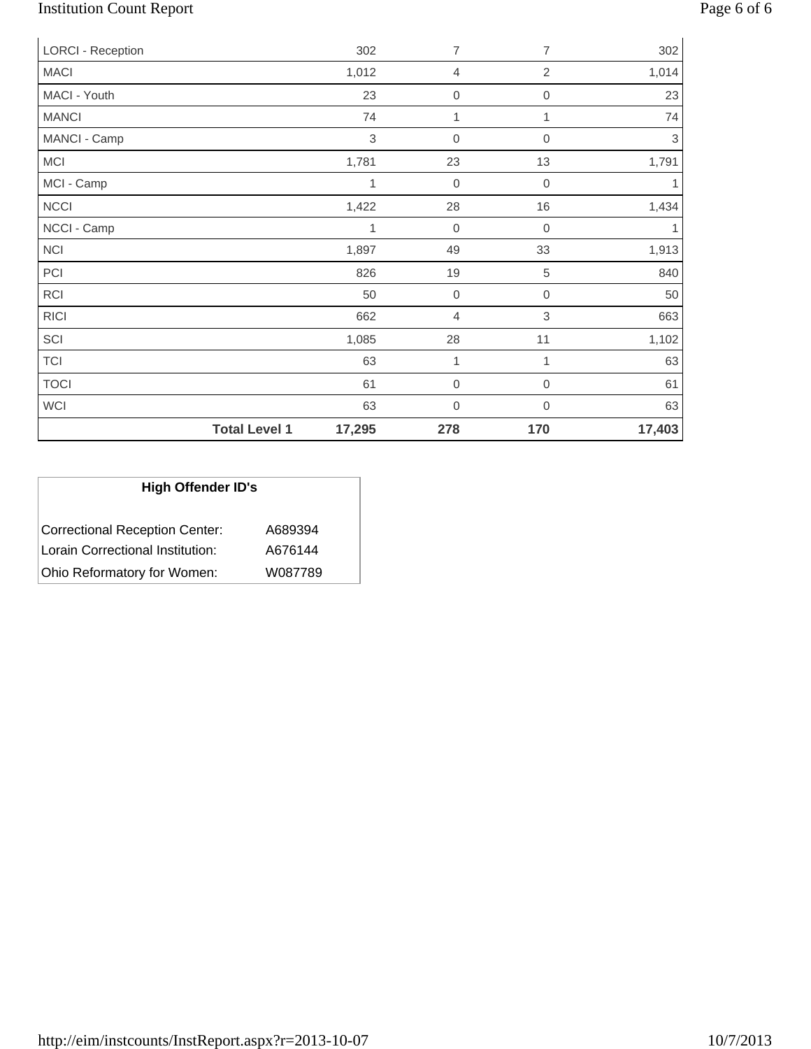| | | | | |
|---|---|---|---|---|
| LORCI - Reception | 302 | 7 | 7 | 302 |
| MACI | 1,012 | 4 | 2 | 1,014 |
| MACI - Youth | 23 | 0 | 0 | 23 |
| MANCI | 74 | 1 | 1 | 74 |
| MANCI - Camp | 3 | 0 | 0 | 3 |
| MCI | 1,781 | 23 | 13 | 1,791 |
| MCI - Camp | 1 | 0 | 0 | 1 |
| NCCI | 1,422 | 28 | 16 | 1,434 |
| NCCI - Camp | 1 | 0 | 0 | 1 |
| NCI | 1,897 | 49 | 33 | 1,913 |
| PCI | 826 | 19 | 5 | 840 |
| RCI | 50 | 0 | 0 | 50 |
| RICI | 662 | 4 | 3 | 663 |
| SCI | 1,085 | 28 | 11 | 1,102 |
| TCI | 63 | 1 | 1 | 63 |
| TOCI | 61 | 0 | 0 | 61 |
| WCI | 63 | 0 | 0 | 63 |
| **Total Level 1** | **17,295** | **278** | **170** | **17,403** |

| High Offender ID's | |
|---|---|
| Correctional Reception Center: | A689394 |
| Lorain Correctional Institution: | A676144 |
| Ohio Reformatory for Women: | W087789 |